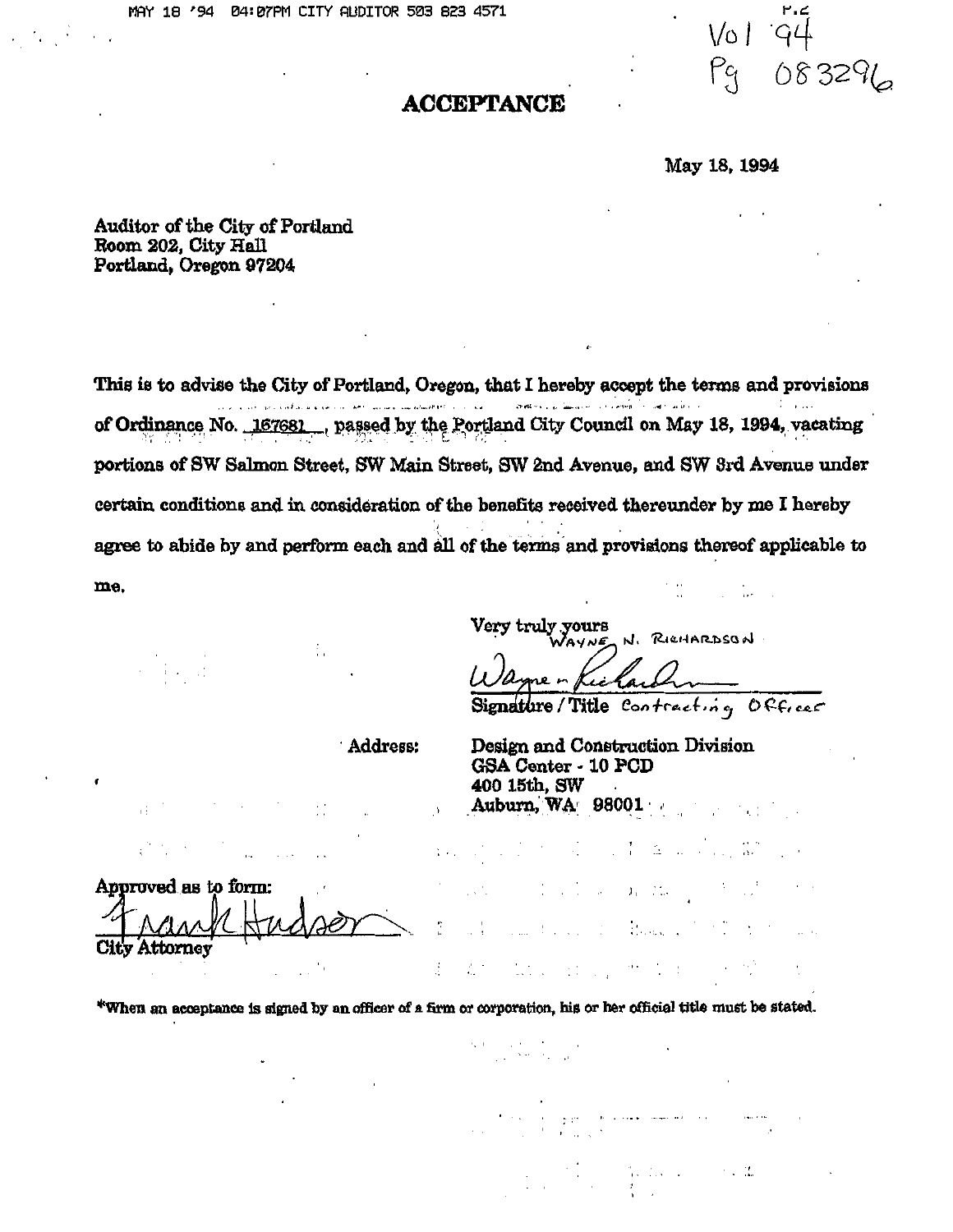Vol 94
Pg 083296

# ACCEPTANCE

May 18, 1994

Auditor of the City of Portland
Room 202, City Hall
Portland, Oregon 97204

This is to advise the City of Portland, Oregon, that I hereby accept the terms and provisions of Ordinance No. 167681, passed by the Portland City Council on May 18, 1994, vacating portions of SW Salmon Street, SW Main Street, SW 2nd Avenue, and SW 3rd Avenue under certain conditions and in consideration of the benefits received thereunder by me I hereby agree to abide by and perform each and all of the terms and provisions thereof applicable to me.

Very truly yours
WAYNE N. RICHARDSON

Wayne N. Richardson
Signature / Title Contracting Officer

Address:

Design and Construction Division
GSA Center - 10 PCD
400 15th, SW
Auburn, WA 98001

Approved as to form:
Frank Hudson
City Attorney

*When an acceptance is signed by an officer of a firm or corporation, his or her official title must be stated.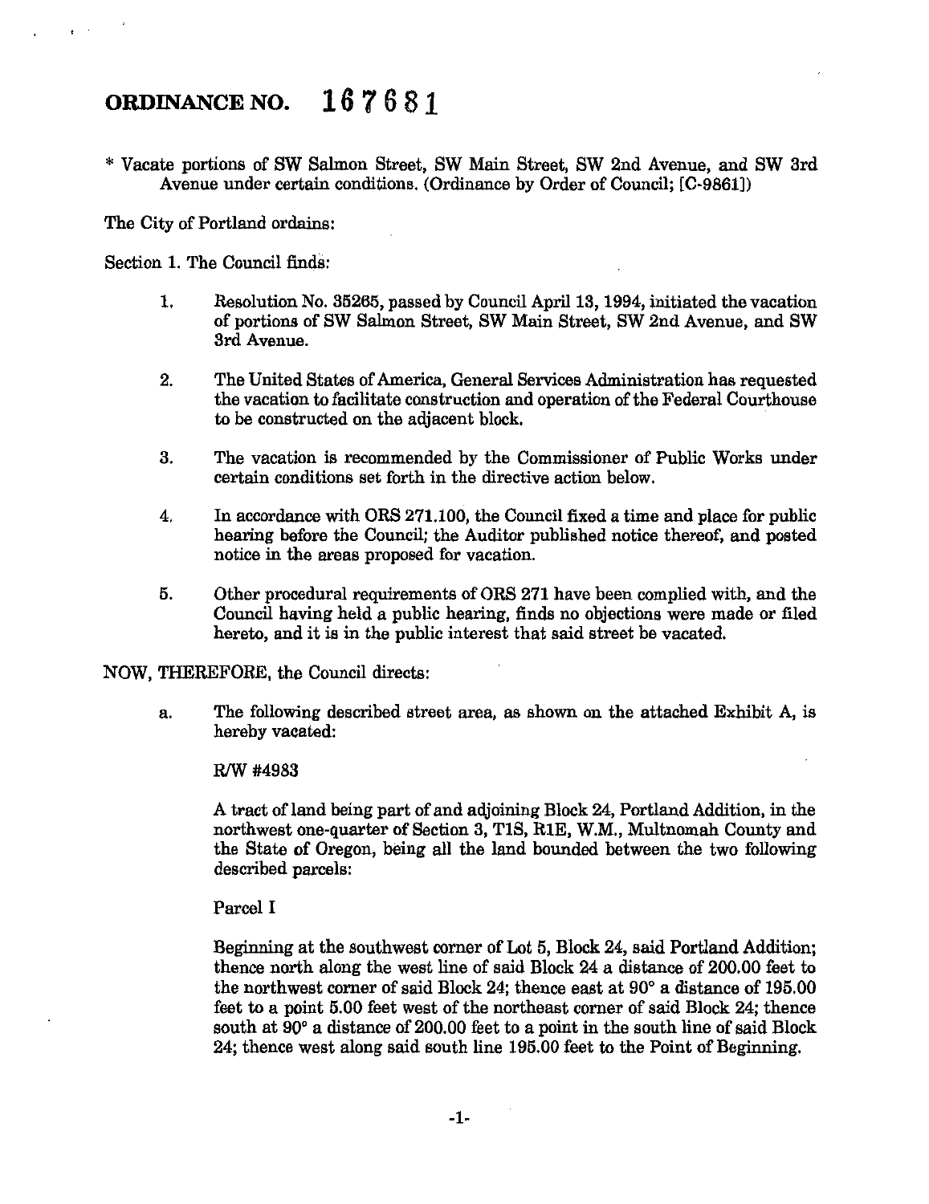# ORDINANCE NO. 167681

* Vacate portions of SW Salmon Street, SW Main Street, SW 2nd Avenue, and SW 3rd Avenue under certain conditions. (Ordinance by Order of Council; [C-9861])

The City of Portland ordains:

Section 1. The Council finds:

1. Resolution No. 35265, passed by Council April 13, 1994, initiated the vacation of portions of SW Salmon Street, SW Main Street, SW 2nd Avenue, and SW 3rd Avenue.

2. The United States of America, General Services Administration has requested the vacation to facilitate construction and operation of the Federal Courthouse to be constructed on the adjacent block.

3. The vacation is recommended by the Commissioner of Public Works under certain conditions set forth in the directive action below.

4. In accordance with ORS 271.100, the Council fixed a time and place for public hearing before the Council; the Auditor published notice thereof, and posted notice in the areas proposed for vacation.

5. Other procedural requirements of ORS 271 have been complied with, and the Council having held a public hearing, finds no objections were made or filed hereto, and it is in the public interest that said street be vacated.

NOW, THEREFORE, the Council directs:

a. The following described street area, as shown on the attached Exhibit A, is hereby vacated:

   R/W #4983

   A tract of land being part of and adjoining Block 24, Portland Addition, in the northwest one-quarter of Section 3, T1S, R1E, W.M., Multnomah County and the State of Oregon, being all the land bounded between the two following described parcels:

   Parcel I

   Beginning at the southwest corner of Lot 5, Block 24, said Portland Addition; thence north along the west line of said Block 24 a distance of 200.00 feet to the northwest corner of said Block 24; thence east at 90° a distance of 195.00 feet to a point 5.00 feet west of the northeast corner of said Block 24; thence south at 90° a distance of 200.00 feet to a point in the south line of said Block 24; thence west along said south line 195.00 feet to the Point of Beginning.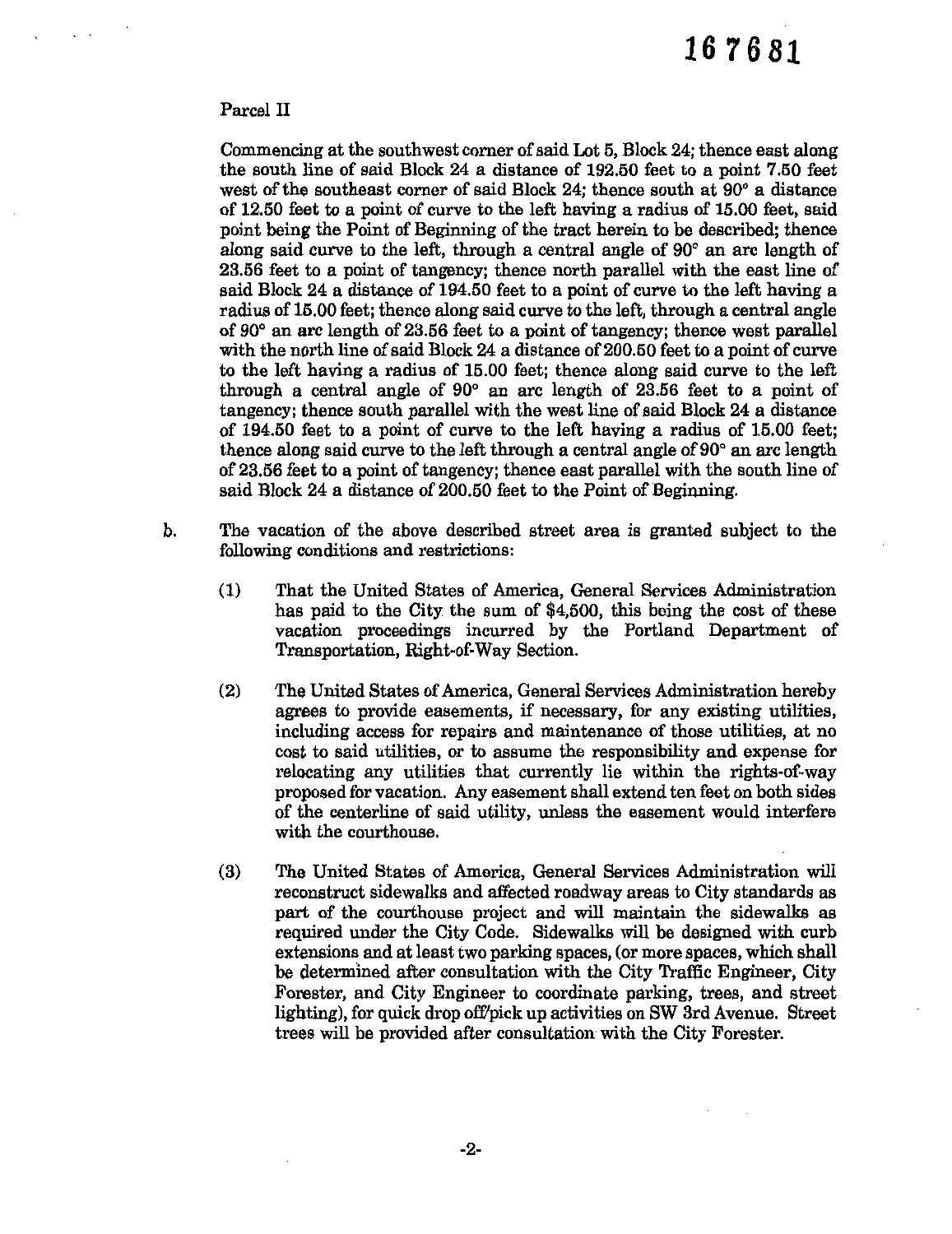167681

Parcel II

Commencing at the southwest corner of said Lot 5, Block 24; thence east along the south line of said Block 24 a distance of 192.50 feet to a point 7.50 feet west of the southeast corner of said Block 24; thence south at 90° a distance of 12.50 feet to a point of curve to the left having a radius of 15.00 feet, said point being the Point of Beginning of the tract herein to be described; thence along said curve to the left, through a central angle of 90° an arc length of 23.56 feet to a point of tangency; thence north parallel with the east line of said Block 24 a distance of 194.50 feet to a point of curve to the left having a radius of 15.00 feet; thence along said curve to the left, through a central angle of 90° an arc length of 23.56 feet to a point of tangency; thence west parallel with the north line of said Block 24 a distance of 200.50 feet to a point of curve to the left having a radius of 15.00 feet; thence along said curve to the left through a central angle of 90° an arc length of 23.56 feet to a point of tangency; thence south parallel with the west line of said Block 24 a distance of 194.50 feet to a point of curve to the left having a radius of 15.00 feet; thence along said curve to the left through a central angle of 90° an arc length of 23.56 feet to a point of tangency; thence east parallel with the south line of said Block 24 a distance of 200.50 feet to the Point of Beginning.

b. The vacation of the above described street area is granted subject to the following conditions and restrictions:

(1) That the United States of America, General Services Administration has paid to the City the sum of $4,500, this being the cost of these vacation proceedings incurred by the Portland Department of Transportation, Right-of-Way Section.

(2) The United States of America, General Services Administration hereby agrees to provide easements, if necessary, for any existing utilities, including access for repairs and maintenance of those utilities, at no cost to said utilities, or to assume the responsibility and expense for relocating any utilities that currently lie within the rights-of-way proposed for vacation. Any easement shall extend ten feet on both sides of the centerline of said utility, unless the easement would interfere with the courthouse.

(3) The United States of America, General Services Administration will reconstruct sidewalks and affected roadway areas to City standards as part of the courthouse project and will maintain the sidewalks as required under the City Code. Sidewalks will be designed with curb extensions and at least two parking spaces, (or more spaces, which shall be determined after consultation with the City Traffic Engineer, City Forester, and City Engineer to coordinate parking, trees, and street lighting), for quick drop off/pick up activities on SW 3rd Avenue. Street trees will be provided after consultation with the City Forester.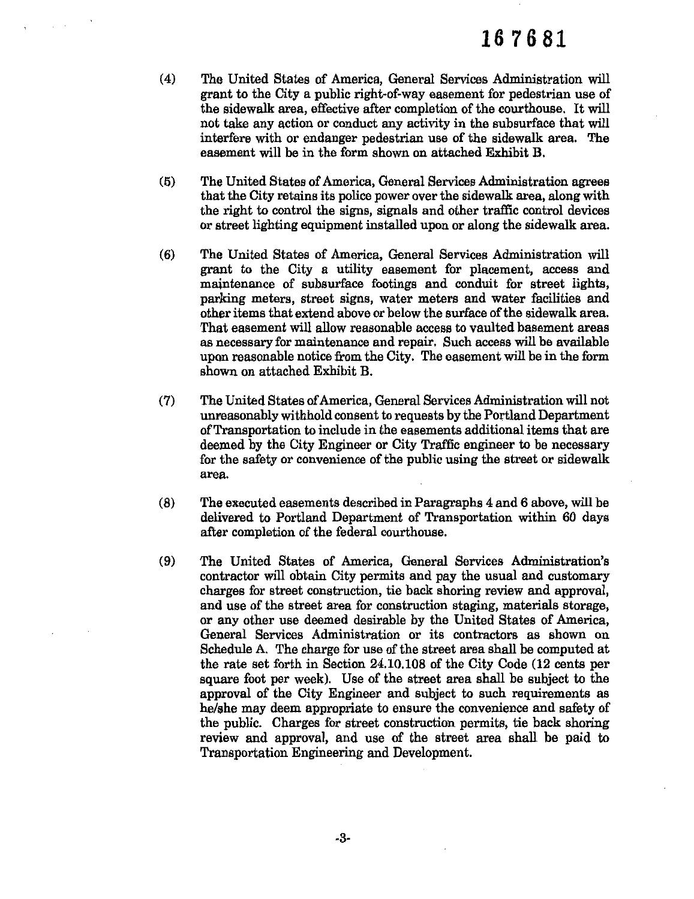167681

(4) The United States of America, General Services Administration will grant to the City a public right-of-way easement for pedestrian use of the sidewalk area, effective after completion of the courthouse. It will not take any action or conduct any activity in the subsurface that will interfere with or endanger pedestrian use of the sidewalk area. The easement will be in the form shown on attached Exhibit B.

(5) The United States of America, General Services Administration agrees that the City retains its police power over the sidewalk area, along with the right to control the signs, signals and other traffic control devices or street lighting equipment installed upon or along the sidewalk area.

(6) The United States of America, General Services Administration will grant to the City a utility easement for placement, access and maintenance of subsurface footings and conduit for street lights, parking meters, street signs, water meters and water facilities and other items that extend above or below the surface of the sidewalk area. That easement will allow reasonable access to vaulted basement areas as necessary for maintenance and repair. Such access will be available upon reasonable notice from the City. The easement will be in the form shown on attached Exhibit B.

(7) The United States of America, General Services Administration will not unreasonably withhold consent to requests by the Portland Department of Transportation to include in the easements additional items that are deemed by the City Engineer or City Traffic engineer to be necessary for the safety or convenience of the public using the street or sidewalk area.

(8) The executed easements described in Paragraphs 4 and 6 above, will be delivered to Portland Department of Transportation within 60 days after completion of the federal courthouse.

(9) The United States of America, General Services Administration's contractor will obtain City permits and pay the usual and customary charges for street construction, tie back shoring review and approval, and use of the street area for construction staging, materials storage, or any other use deemed desirable by the United States of America, General Services Administration or its contractors as shown on Schedule A. The charge for use of the street area shall be computed at the rate set forth in Section 24.10.108 of the City Code (12 cents per square foot per week). Use of the street area shall be subject to the approval of the City Engineer and subject to such requirements as he/she may deem appropriate to ensure the convenience and safety of the public. Charges for street construction permits, tie back shoring review and approval, and use of the street area shall be paid to Transportation Engineering and Development.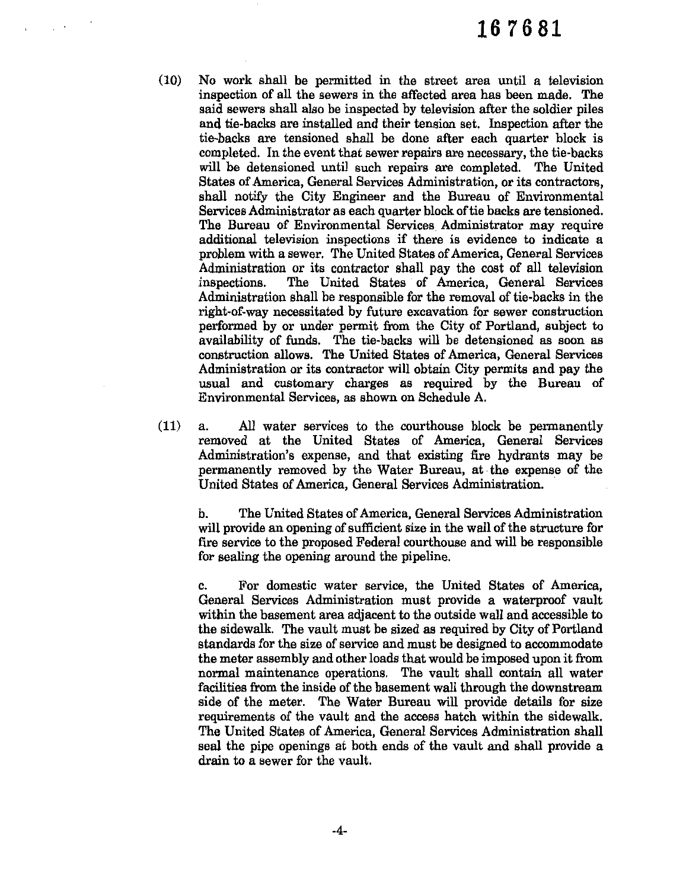(10) No work shall be permitted in the street area until a television inspection of all the sewers in the affected area has been made. The said sewers shall also be inspected by television after the soldier piles and tie-backs are installed and their tension set. Inspection after the tie-backs are tensioned shall be done after each quarter block is completed. In the event that sewer repairs are necessary, the tie-backs will be detensioned until such repairs are completed. The United States of America, General Services Administration, or its contractors, shall notify the City Engineer and the Bureau of Environmental Services Administrator as each quarter block of tie backs are tensioned. The Bureau of Environmental Services Administrator may require additional television inspections if there is evidence to indicate a problem with a sewer. The United States of America, General Services Administration or its contractor shall pay the cost of all television inspections. The United States of America, General Services Administration shall be responsible for the removal of tie-backs in the right-of-way necessitated by future excavation for sewer construction performed by or under permit from the City of Portland, subject to availability of funds. The tie-backs will be detensioned as soon as construction allows. The United States of America, General Services Administration or its contractor will obtain City permits and pay the usual and customary charges as required by the Bureau of Environmental Services, as shown on Schedule A.

(11) a. All water services to the courthouse block be permanently removed at the United States of America, General Services Administration's expense, and that existing fire hydrants may be permanently removed by the Water Bureau, at the expense of the United States of America, General Services Administration.

b. The United States of America, General Services Administration will provide an opening of sufficient size in the wall of the structure for fire service to the proposed Federal courthouse and will be responsible for sealing the opening around the pipeline.

c. For domestic water service, the United States of America, General Services Administration must provide a waterproof vault within the basement area adjacent to the outside wall and accessible to the sidewalk. The vault must be sized as required by City of Portland standards for the size of service and must be designed to accommodate the meter assembly and other loads that would be imposed upon it from normal maintenance operations. The vault shall contain all water facilities from the inside of the basement wall through the downstream side of the meter. The Water Bureau will provide details for size requirements of the vault and the access hatch within the sidewalk. The United States of America, General Services Administration shall seal the pipe openings at both ends of the vault and shall provide a drain to a sewer for the vault.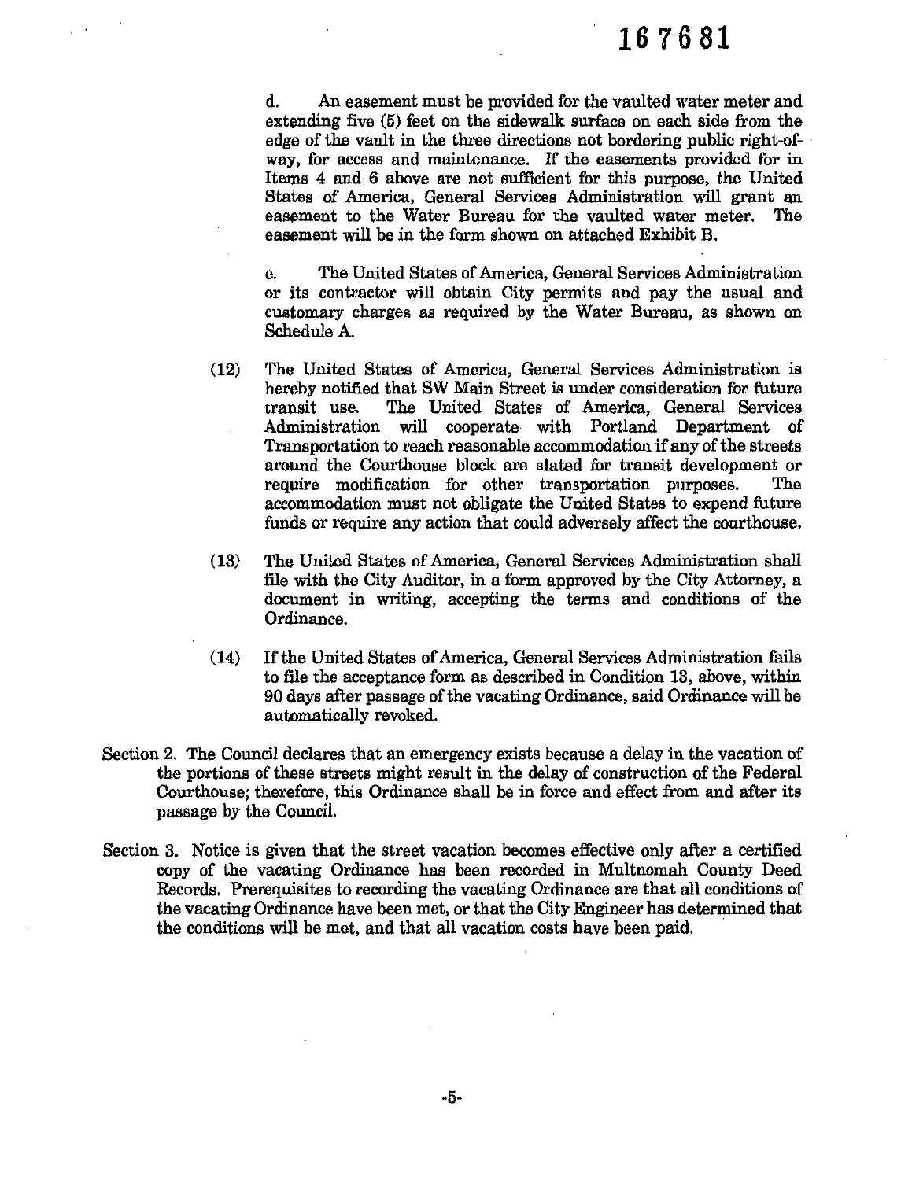167681

d. An easement must be provided for the vaulted water meter and extending five (5) feet on the sidewalk surface on each side from the edge of the vault in the three directions not bordering public right-of-way, for access and maintenance. If the easements provided for in Items 4 and 6 above are not sufficient for this purpose, the United States of America, General Services Administration will grant an easement to the Water Bureau for the vaulted water meter. The easement will be in the form shown on attached Exhibit B.

e. The United States of America, General Services Administration or its contractor will obtain City permits and pay the usual and customary charges as required by the Water Bureau, as shown on Schedule A.

(12) The United States of America, General Services Administration is hereby notified that SW Main Street is under consideration for future transit use. The United States of America, General Services Administration will cooperate with Portland Department of Transportation to reach reasonable accommodation if any of the streets around the Courthouse block are slated for transit development or require modification for other transportation purposes. The accommodation must not obligate the United States to expend future funds or require any action that could adversely affect the courthouse.

(13) The United States of America, General Services Administration shall file with the City Auditor, in a form approved by the City Attorney, a document in writing, accepting the terms and conditions of the Ordinance.

(14) If the United States of America, General Services Administration fails to file the acceptance form as described in Condition 13, above, within 90 days after passage of the vacating Ordinance, said Ordinance will be automatically revoked.

Section 2. The Council declares that an emergency exists because a delay in the vacation of the portions of these streets might result in the delay of construction of the Federal Courthouse; therefore, this Ordinance shall be in force and effect from and after its passage by the Council.

Section 3. Notice is given that the street vacation becomes effective only after a certified copy of the vacating Ordinance has been recorded in Multnomah County Deed Records. Prerequisites to recording the vacating Ordinance are that all conditions of the vacating Ordinance have been met, or that the City Engineer has determined that the conditions will be met, and that all vacation costs have been paid.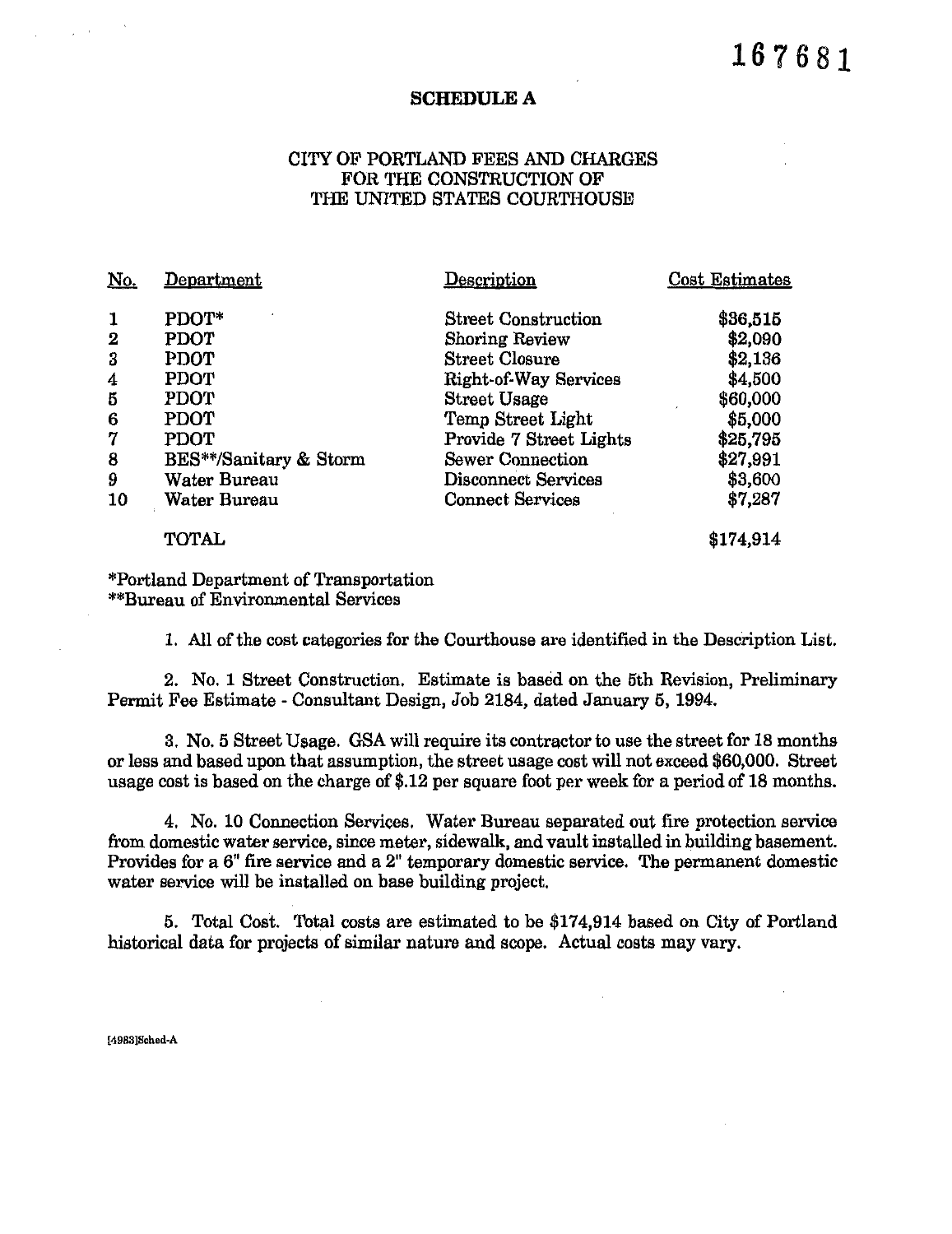167681

# SCHEDULE A

## CITY OF PORTLAND FEES AND CHARGES FOR THE CONSTRUCTION OF THE UNITED STATES COURTHOUSE

| No. | Department | Description | Cost Estimates |
|---|---|---|---|
| 1 | PDOT* | Street Construction | $36,515 |
| 2 | PDOT | Shoring Review | $2,090 |
| 3 | PDOT | Street Closure | $2,136 |
| 4 | PDOT | Right-of-Way Services | $4,500 |
| 5 | PDOT | Street Usage | $60,000 |
| 6 | PDOT | Temp Street Light | $5,000 |
| 7 | PDOT | Provide 7 Street Lights | $25,795 |
| 8 | BES**/Sanitary & Storm | Sewer Connection | $27,991 |
| 9 | Water Bureau | Disconnect Services | $3,600 |
| 10 | Water Bureau | Connect Services | $7,287 |
| | TOTAL | | $174,914 |

*Portland Department of Transportation
**Bureau of Environmental Services

1. All of the cost categories for the Courthouse are identified in the Description List.

2. No. 1 Street Construction. Estimate is based on the 5th Revision, Preliminary Permit Fee Estimate - Consultant Design, Job 2184, dated January 5, 1994.

3. No. 5 Street Usage. GSA will require its contractor to use the street for 18 months or less and based upon that assumption, the street usage cost will not exceed $60,000. Street usage cost is based on the charge of $.12 per square foot per week for a period of 18 months.

4. No. 10 Connection Services. Water Bureau separated out fire protection service from domestic water service, since meter, sidewalk, and vault installed in building basement. Provides for a 6" fire service and a 2" temporary domestic service. The permanent domestic water service will be installed on base building project.

5. Total Cost. Total costs are estimated to be $174,914 based on City of Portland historical data for projects of similar nature and scope. Actual costs may vary.

[4983]Sched-A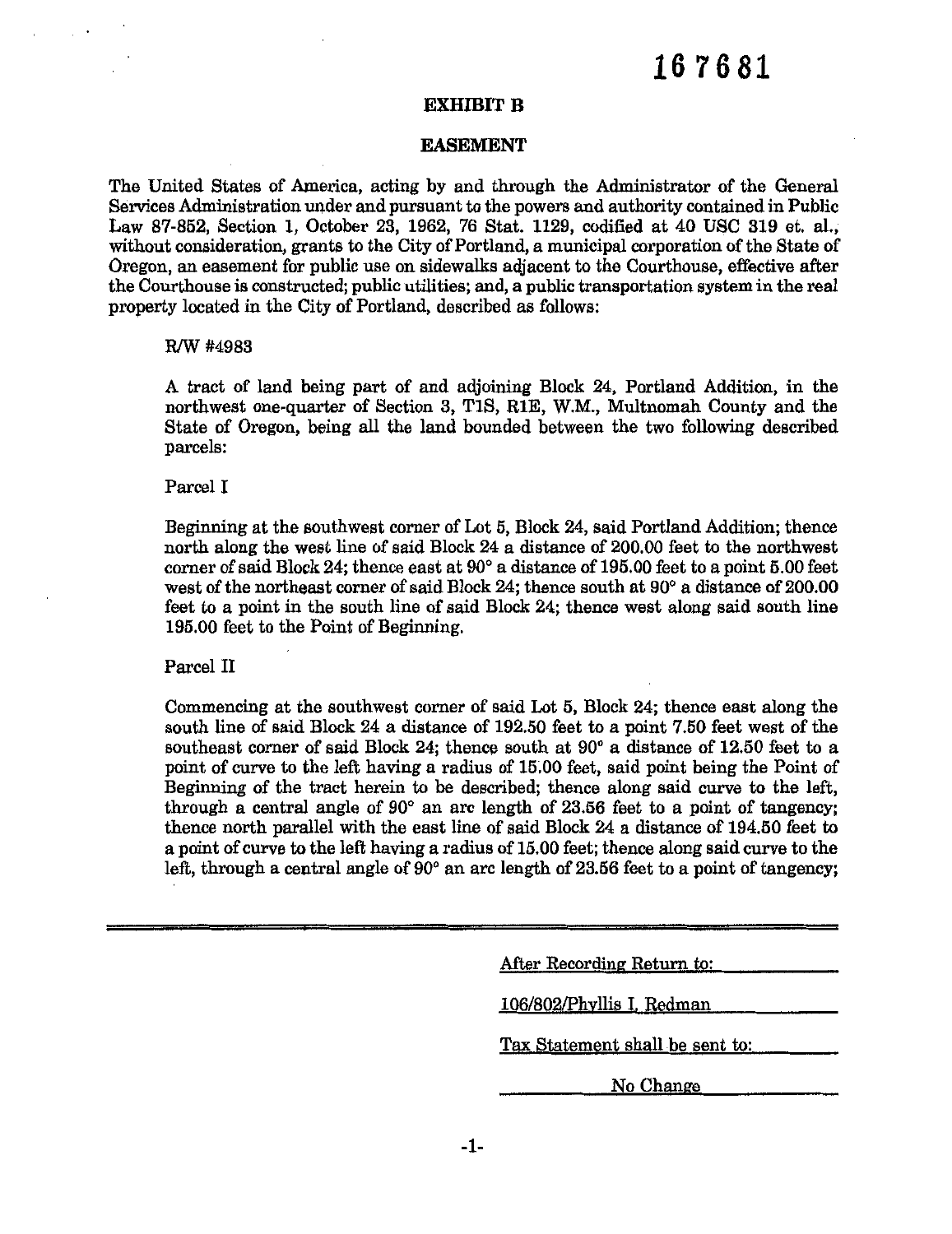167681

## EXHIBIT B

## EASEMENT

The United States of America, acting by and through the Administrator of the General Services Administration under and pursuant to the powers and authority contained in Public Law 87-852, Section 1, October 23, 1962, 76 Stat. 1129, codified at 40 USC 319 et. al., without consideration, grants to the City of Portland, a municipal corporation of the State of Oregon, an easement for public use on sidewalks adjacent to the Courthouse, effective after the Courthouse is constructed; public utilities; and, a public transportation system in the real property located in the City of Portland, described as follows:

R/W #4983

A tract of land being part of and adjoining Block 24, Portland Addition, in the northwest one-quarter of Section 3, T1S, R1E, W.M., Multnomah County and the State of Oregon, being all the land bounded between the two following described parcels:

Parcel I

Beginning at the southwest corner of Lot 5, Block 24, said Portland Addition; thence north along the west line of said Block 24 a distance of 200.00 feet to the northwest corner of said Block 24; thence east at 90° a distance of 195.00 feet to a point 5.00 feet west of the northeast corner of said Block 24; thence south at 90° a distance of 200.00 feet to a point in the south line of said Block 24; thence west along said south line 195.00 feet to the Point of Beginning.

Parcel II

Commencing at the southwest corner of said Lot 5, Block 24; thence east along the south line of said Block 24 a distance of 192.50 feet to a point 7.50 feet west of the southeast corner of said Block 24; thence south at 90° a distance of 12.50 feet to a point of curve to the left having a radius of 15.00 feet, said point being the Point of Beginning of the tract herein to be described; thence along said curve to the left, through a central angle of 90° an arc length of 23.56 feet to a point of tangency; thence north parallel with the east line of said Block 24 a distance of 194.50 feet to a point of curve to the left having a radius of 15.00 feet; thence along said curve to the left, through a central angle of 90° an arc length of 23.56 feet to a point of tangency;

After Recording Return to:

106/802/Phyllis I. Redman

Tax Statement shall be sent to:

No Change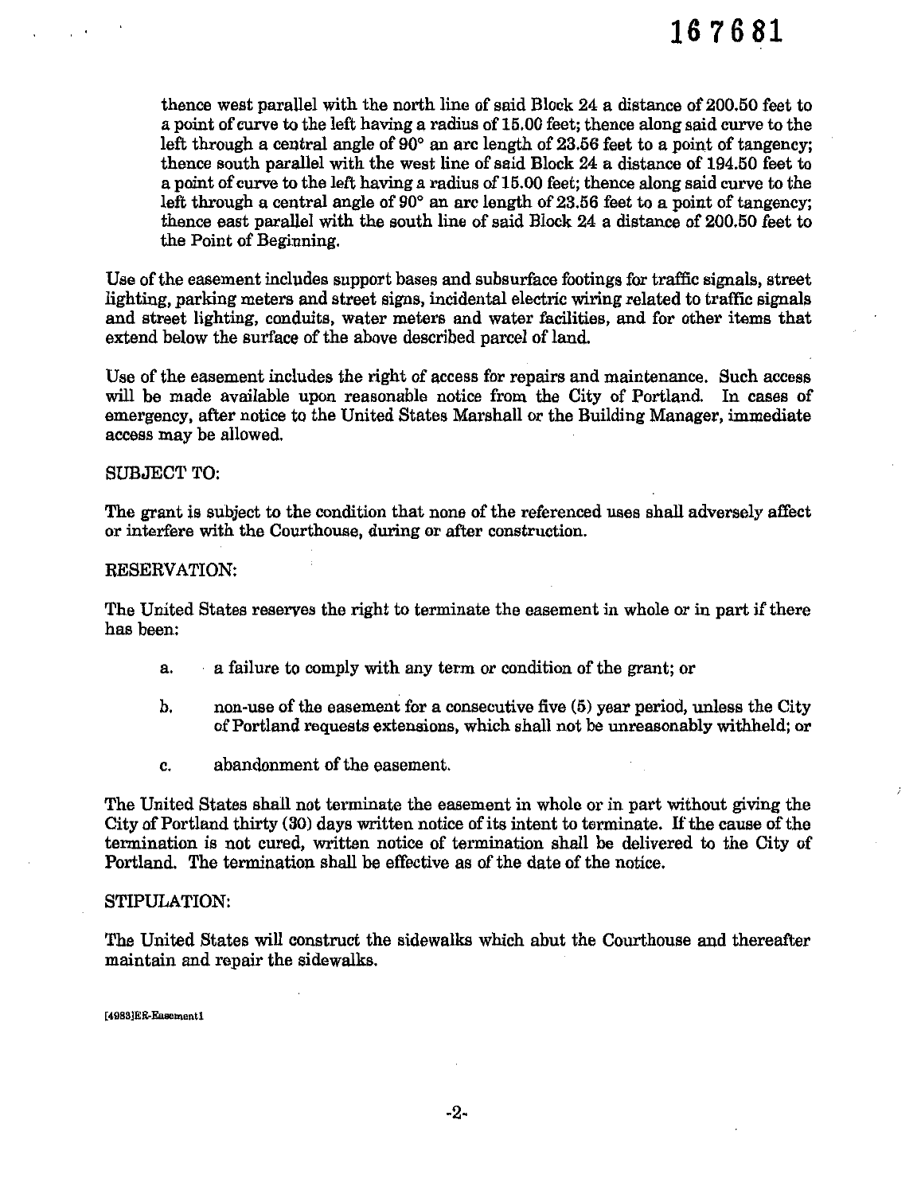thence west parallel with the north line of said Block 24 a distance of 200.50 feet to a point of curve to the left having a radius of 15.00 feet; thence along said curve to the left through a central angle of 90° an arc length of 23.56 feet to a point of tangency; thence south parallel with the west line of said Block 24 a distance of 194.50 feet to a point of curve to the left having a radius of 15.00 feet; thence along said curve to the left through a central angle of 90° an arc length of 23.56 feet to a point of tangency; thence east parallel with the south line of said Block 24 a distance of 200.50 feet to the Point of Beginning.

Use of the easement includes support bases and subsurface footings for traffic signals, street lighting, parking meters and street signs, incidental electric wiring related to traffic signals and street lighting, conduits, water meters and water facilities, and for other items that extend below the surface of the above described parcel of land.

Use of the easement includes the right of access for repairs and maintenance. Such access will be made available upon reasonable notice from the City of Portland. In cases of emergency, after notice to the United States Marshall or the Building Manager, immediate access may be allowed.

SUBJECT TO:

The grant is subject to the condition that none of the referenced uses shall adversely affect or interfere with the Courthouse, during or after construction.

RESERVATION:

The United States reserves the right to terminate the easement in whole or in part if there has been:

a. a failure to comply with any term or condition of the grant; or

b. non-use of the easement for a consecutive five (5) year period, unless the City of Portland requests extensions, which shall not be unreasonably withheld; or

c. abandonment of the easement.

The United States shall not terminate the easement in whole or in part without giving the City of Portland thirty (30) days written notice of its intent to terminate. If the cause of the termination is not cured, written notice of termination shall be delivered to the City of Portland. The termination shall be effective as of the date of the notice.

STIPULATION:

The United States will construct the sidewalks which abut the Courthouse and thereafter maintain and repair the sidewalks.

[4983]ER-Easement1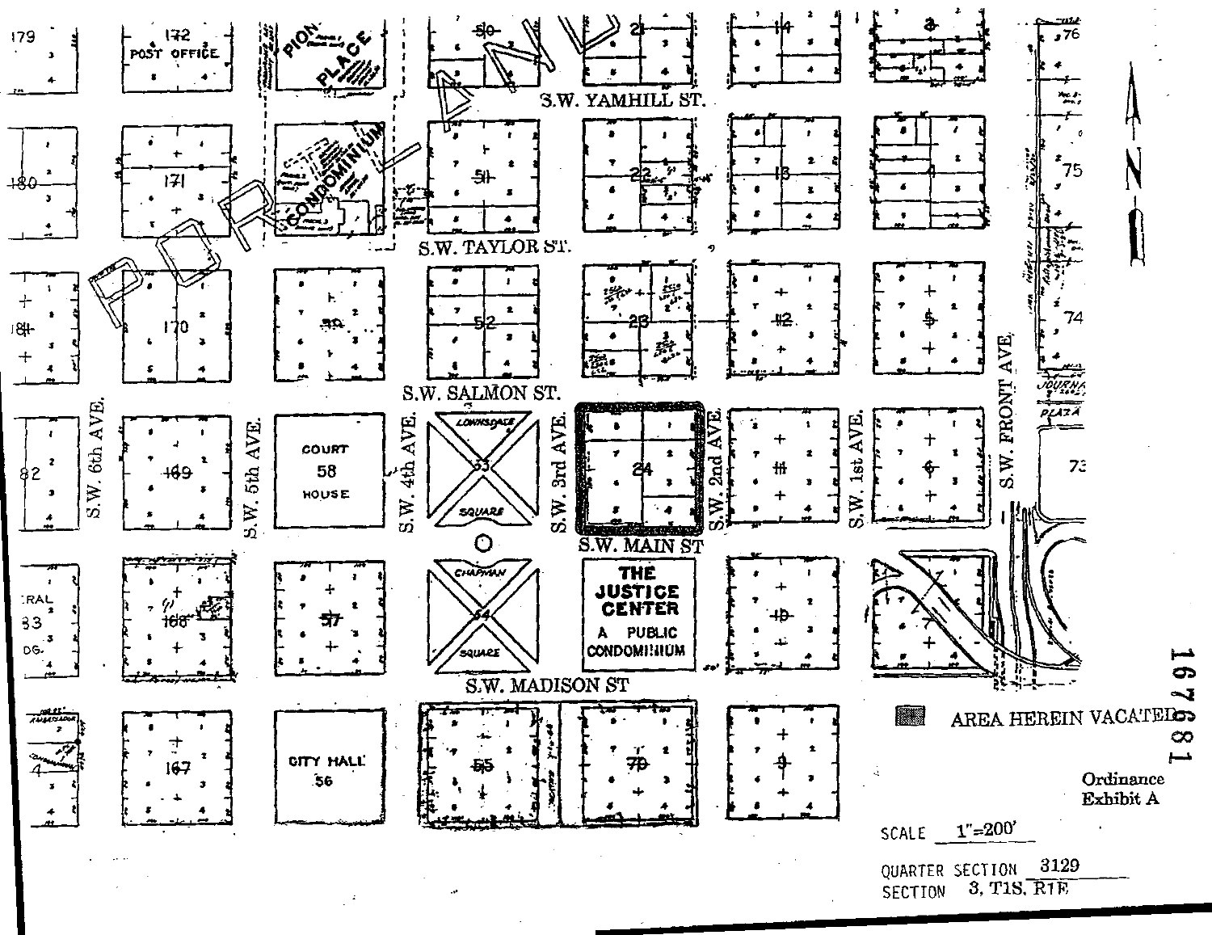AREA HEREIN VACATED

Ordinance Exhibit A

SCALE 1"=200'

QUARTER SECTION 3129

SECTION 3, T1S, R1E

167681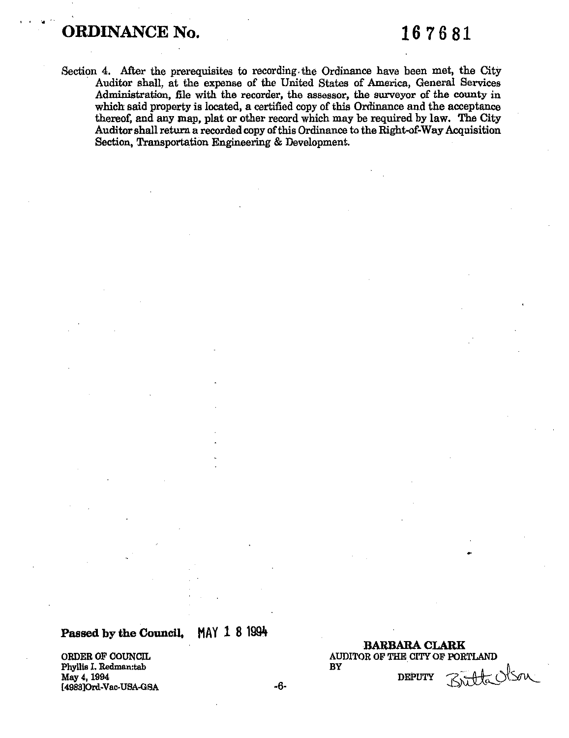# ORDINANCE No. 167681

Section 4. After the prerequisites to recording the Ordinance have been met, the City Auditor shall, at the expense of the United States of America, General Services Administration, file with the recorder, the assessor, the surveyor of the county in which said property is located, a certified copy of this Ordinance and the acceptance thereof, and any map, plat or other record which may be required by law. The City Auditor shall return a recorded copy of this Ordinance to the Right-of-Way Acquisition Section, Transportation Engineering & Development.

**Passed by the Council,** MAY 18 1994

ORDER OF COUNCIL
Phyllis I. Redman:tab
May 4, 1994
[4983]Ord-Vac-USA-GSA

**BARBARA CLARK**
AUDITOR OF THE CITY OF PORTLAND
BY
DEPUTY Britta Olson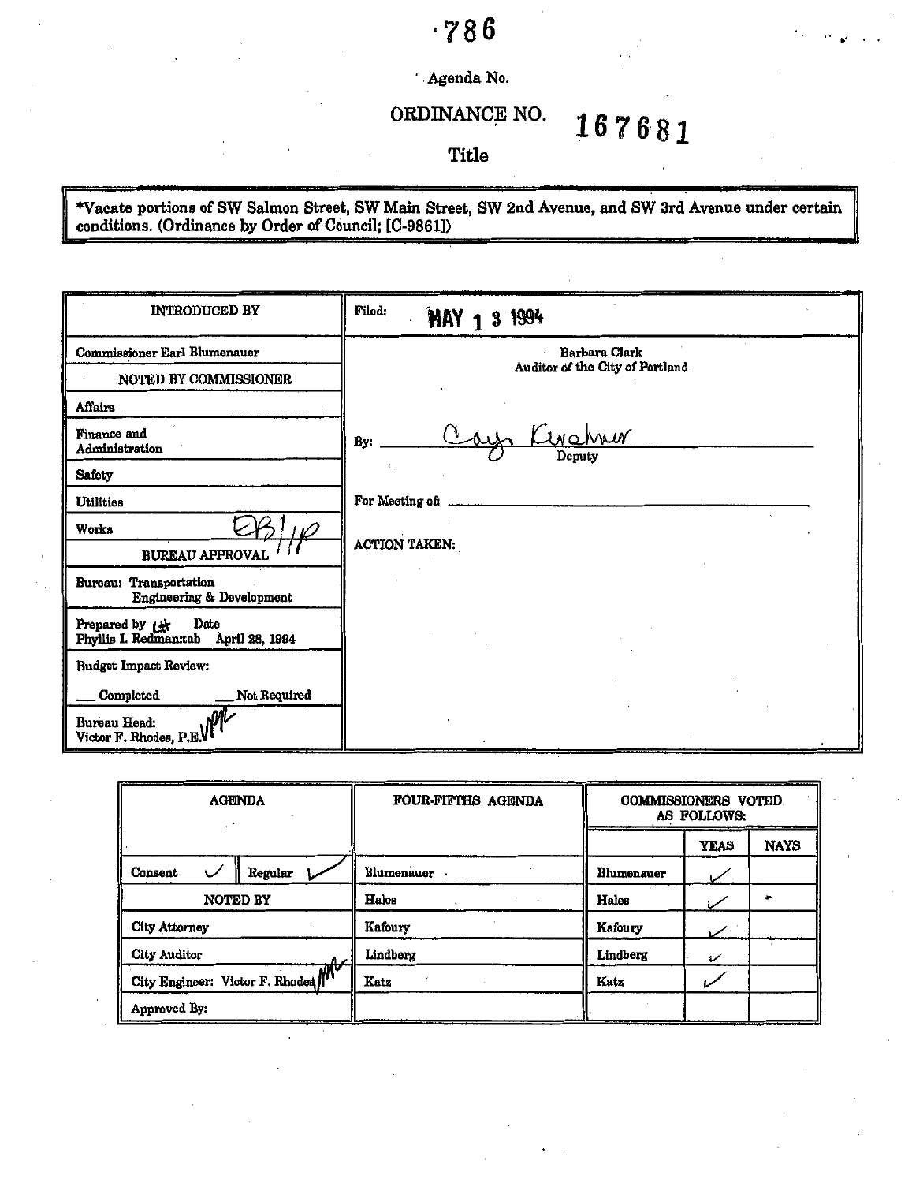786

Agenda No.

ORDINANCE NO. 167681

Title

*Vacate portions of SW Salmon Street, SW Main Street, SW 2nd Avenue, and SW 3rd Avenue under certain conditions. (Ordinance by Order of Council; [C-9861])

| INTRODUCED BY | Filed: MAY 13 1994 |
| --- | --- |
| Commissioner Earl Blumenauer | Barbara Clark<br>Auditor of the City of Portland |
| NOTED BY COMMISSIONER | |
| Affairs | |
| Finance and Administration | By: Cay Kershner<br>Deputy |
| Safety | |
| Utilities | For Meeting of: |
| Works EB/ | ACTION TAKEN: |
| BUREAU APPROVAL | |
| Bureau: Transportation Engineering & Development | |
| Prepared by Date<br>Phyllis I. Redman:tab April 28, 1994 | |
| Budget Impact Review:<br>___ Completed ___ Not Required | |
| Bureau Head:<br>Victor F. Rhodes, P.E. | |

| AGENDA | | FOUR-FIFTHS AGENDA | COMMISSIONERS VOTED AS FOLLOWS: | | |
| --- | --- | --- | --- | --- | --- |
| | | | | YEAS | NAYS |
| Consent ✓ | Regular ✓ | Blumenauer | Blumenauer | ✓ | |
| NOTED BY | | Hales | Hales | ✓ | |
| City Attorney | | Kafoury | Kafoury | ✓ | |
| City Auditor | | Lindberg | Lindberg | ✓ | |
| City Engineer: Victor F. Rhodes | | Katz | Katz | ✓ | |
| Approved By: | | | | | |